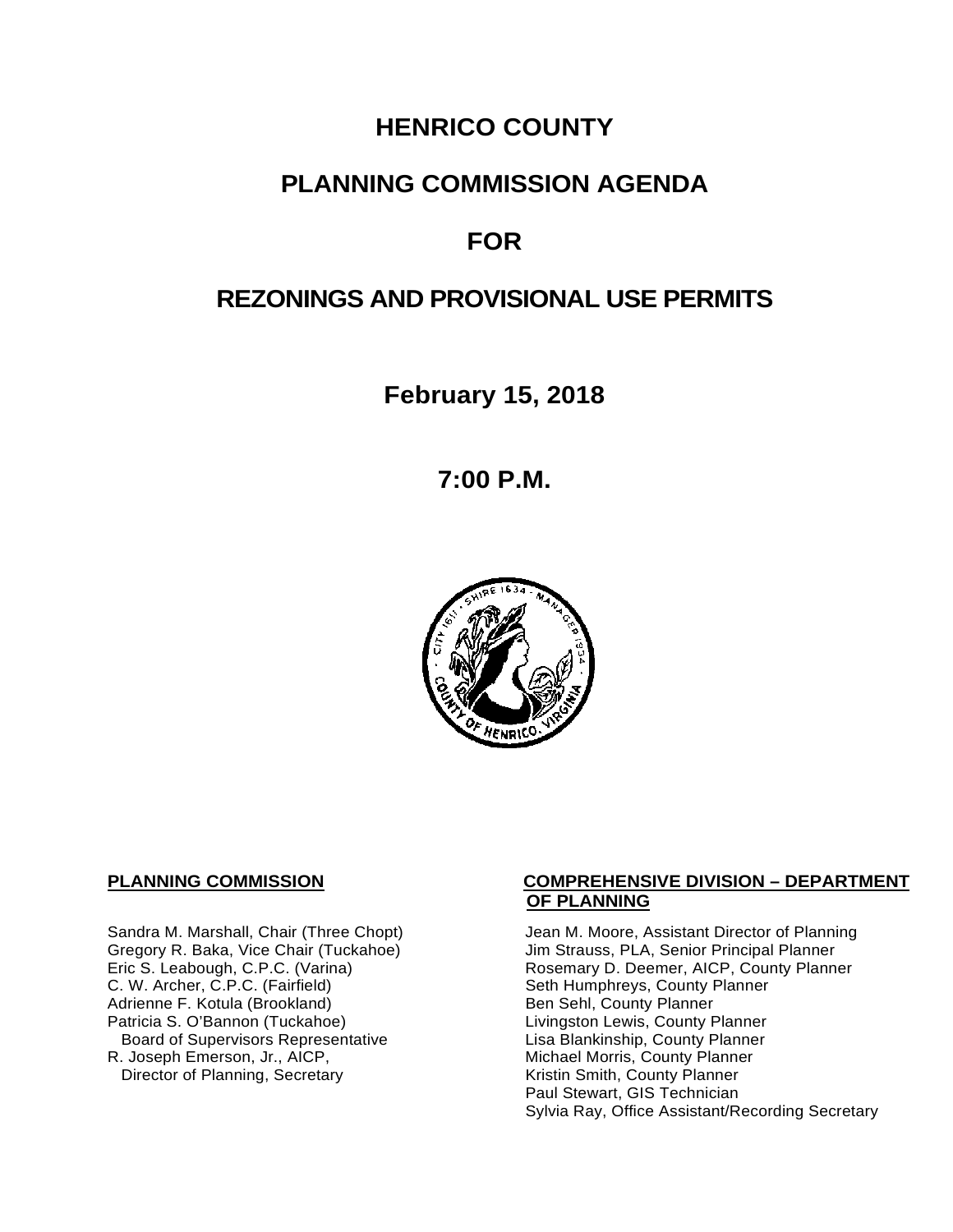# HENRICO COUNTY

## PLANNING COMMISSION AGENDA

## FOR

## REZONINGS AND PROVISIONAL USE PERMITS

**February 15, 2018**

**7:00 P.M.**

**PLANNING COMMISSION**

Sandra M. Marshall, Chair (Three Chopt)
Gregory R. Baka, Vice Chair (Tuckahoe)
Eric S. Leabough, C.P.C. (Varina)
C. W. Archer, C.P.C. (Fairfield)
Adrienne F. Kotula (Brookland)
Patricia S. O'Bannon (Tuckahoe)
Board of Supervisors Representative
R. Joseph Emerson, Jr., AICP,
Director of Planning, Secretary

**COMPREHENSIVE DIVISION – DEPARTMENT OF PLANNING**

Jean M. Moore, Assistant Director of Planning
Jim Strauss, PLA, Senior Principal Planner
Rosemary D. Deemer, AICP, County Planner
Seth Humphreys, County Planner
Ben Sehl, County Planner
Livingston Lewis, County Planner
Lisa Blankinship, County Planner
Michael Morris, County Planner
Kristin Smith, County Planner
Paul Stewart, GIS Technician
Sylvia Ray, Office Assistant/Recording Secretary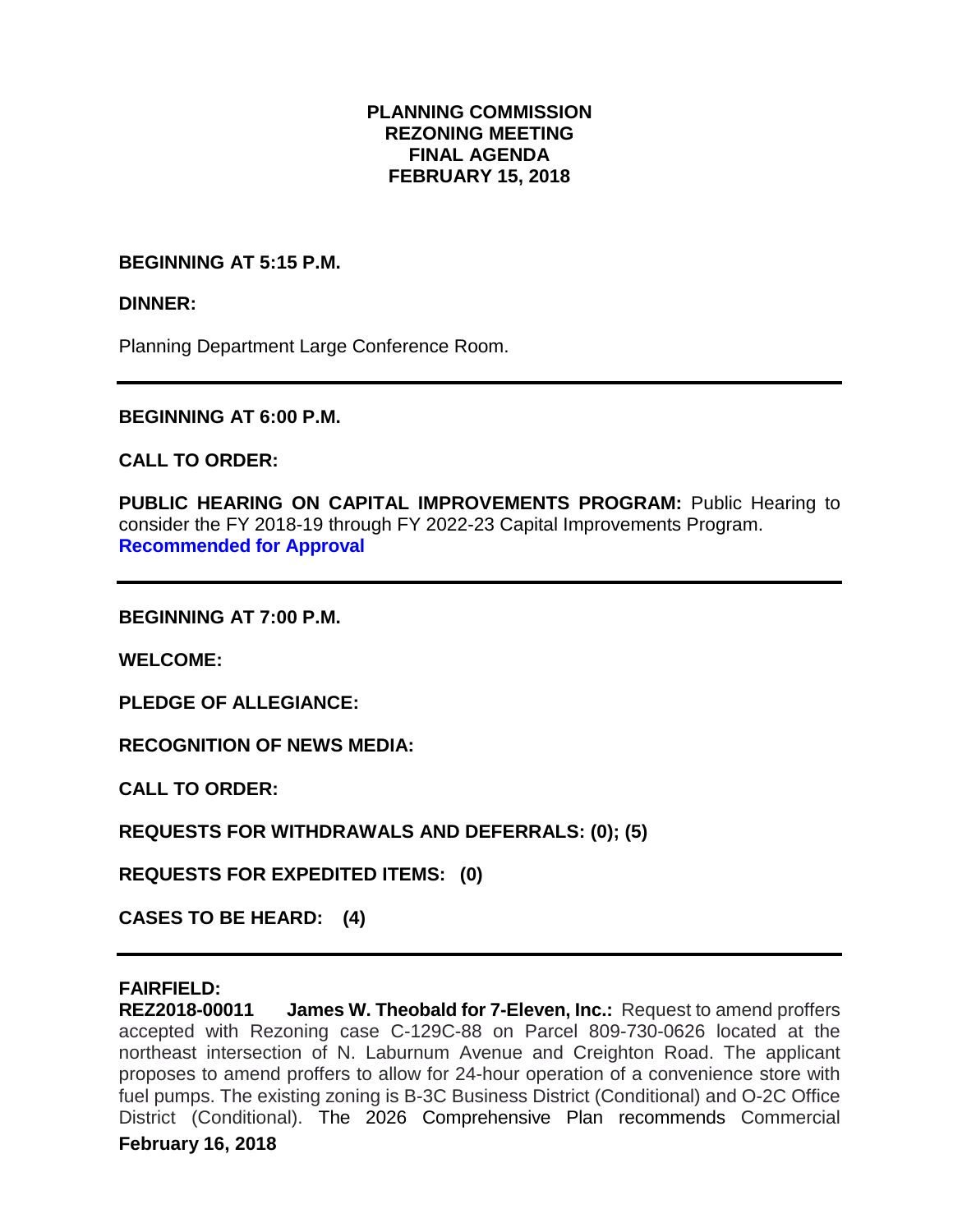**PLANNING COMMISSION**
**REZONING MEETING**
**FINAL AGENDA**
**FEBRUARY 15, 2018**

**BEGINNING AT 5:15 P.M.**

**DINNER:**

Planning Department Large Conference Room.

---

**BEGINNING AT 6:00 P.M.**

**CALL TO ORDER:**

**PUBLIC HEARING ON CAPITAL IMPROVEMENTS PROGRAM:** Public Hearing to consider the FY 2018-19 through FY 2022-23 Capital Improvements Program.
**Recommended for Approval**

---

**BEGINNING AT 7:00 P.M.**

**WELCOME:**

**PLEDGE OF ALLEGIANCE:**

**RECOGNITION OF NEWS MEDIA:**

**CALL TO ORDER:**

**REQUESTS FOR WITHDRAWALS AND DEFERRALS: (0); (5)**

**REQUESTS FOR EXPEDITED ITEMS: (0)**

**CASES TO BE HEARD: (4)**

---

**FAIRFIELD:**
**REZ2018-00011 James W. Theobald for 7-Eleven, Inc.:** Request to amend proffers accepted with Rezoning case C-129C-88 on Parcel 809-730-0626 located at the northeast intersection of N. Laburnum Avenue and Creighton Road. The applicant proposes to amend proffers to allow for 24-hour operation of a convenience store with fuel pumps. The existing zoning is B-3C Business District (Conditional) and O-2C Office District (Conditional). The 2026 Comprehensive Plan recommends Commercial

**February 16, 2018**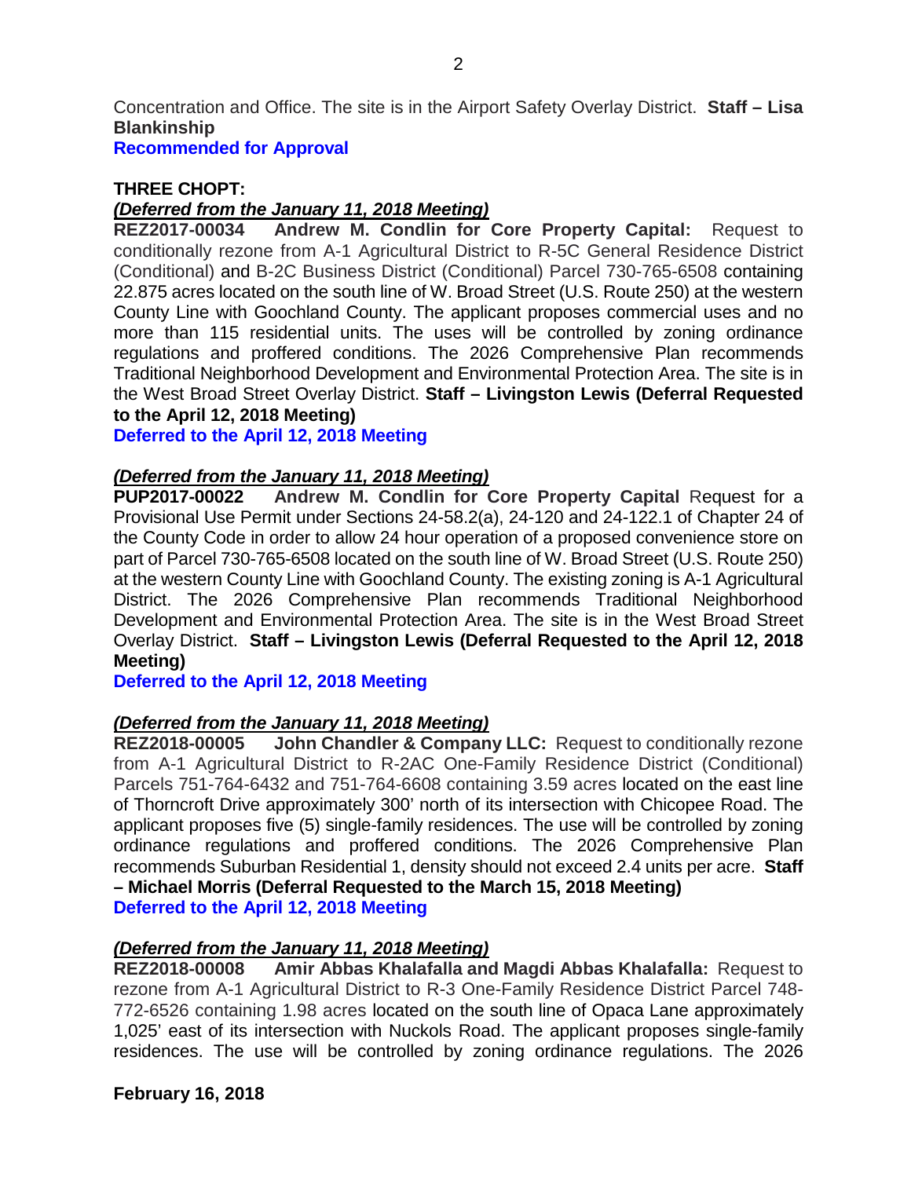Concentration and Office. The site is in the Airport Safety Overlay District. **Staff – Lisa Blankinship**
**Recommended for Approval**

**THREE CHOPT:**
***(Deferred from the January 11, 2018 Meeting)***
**REZ2017-00034 Andrew M. Condlin for Core Property Capital:** Request to conditionally rezone from A-1 Agricultural District to R-5C General Residence District (Conditional) and B-2C Business District (Conditional) Parcel 730-765-6508 containing 22.875 acres located on the south line of W. Broad Street (U.S. Route 250) at the western County Line with Goochland County. The applicant proposes commercial uses and no more than 115 residential units. The uses will be controlled by zoning ordinance regulations and proffered conditions. The 2026 Comprehensive Plan recommends Traditional Neighborhood Development and Environmental Protection Area. The site is in the West Broad Street Overlay District. **Staff – Livingston Lewis (Deferral Requested to the April 12, 2018 Meeting)**
**Deferred to the April 12, 2018 Meeting**

***(Deferred from the January 11, 2018 Meeting)***
**PUP2017-00022 Andrew M. Condlin for Core Property Capital** Request for a Provisional Use Permit under Sections 24-58.2(a), 24-120 and 24-122.1 of Chapter 24 of the County Code in order to allow 24 hour operation of a proposed convenience store on part of Parcel 730-765-6508 located on the south line of W. Broad Street (U.S. Route 250) at the western County Line with Goochland County. The existing zoning is A-1 Agricultural District. The 2026 Comprehensive Plan recommends Traditional Neighborhood Development and Environmental Protection Area. The site is in the West Broad Street Overlay District. **Staff – Livingston Lewis (Deferral Requested to the April 12, 2018 Meeting)**
**Deferred to the April 12, 2018 Meeting**

***(Deferred from the January 11, 2018 Meeting)***
**REZ2018-00005 John Chandler & Company LLC:** Request to conditionally rezone from A-1 Agricultural District to R-2AC One-Family Residence District (Conditional) Parcels 751-764-6432 and 751-764-6608 containing 3.59 acres located on the east line of Thorncroft Drive approximately 300' north of its intersection with Chicopee Road. The applicant proposes five (5) single-family residences. The use will be controlled by zoning ordinance regulations and proffered conditions. The 2026 Comprehensive Plan recommends Suburban Residential 1, density should not exceed 2.4 units per acre. **Staff – Michael Morris (Deferral Requested to the March 15, 2018 Meeting)**
**Deferred to the April 12, 2018 Meeting**

***(Deferred from the January 11, 2018 Meeting)***
**REZ2018-00008 Amir Abbas Khalafalla and Magdi Abbas Khalafalla:** Request to rezone from A-1 Agricultural District to R-3 One-Family Residence District Parcel 748-772-6526 containing 1.98 acres located on the south line of Opaca Lane approximately 1,025' east of its intersection with Nuckols Road. The applicant proposes single-family residences. The use will be controlled by zoning ordinance regulations. The 2026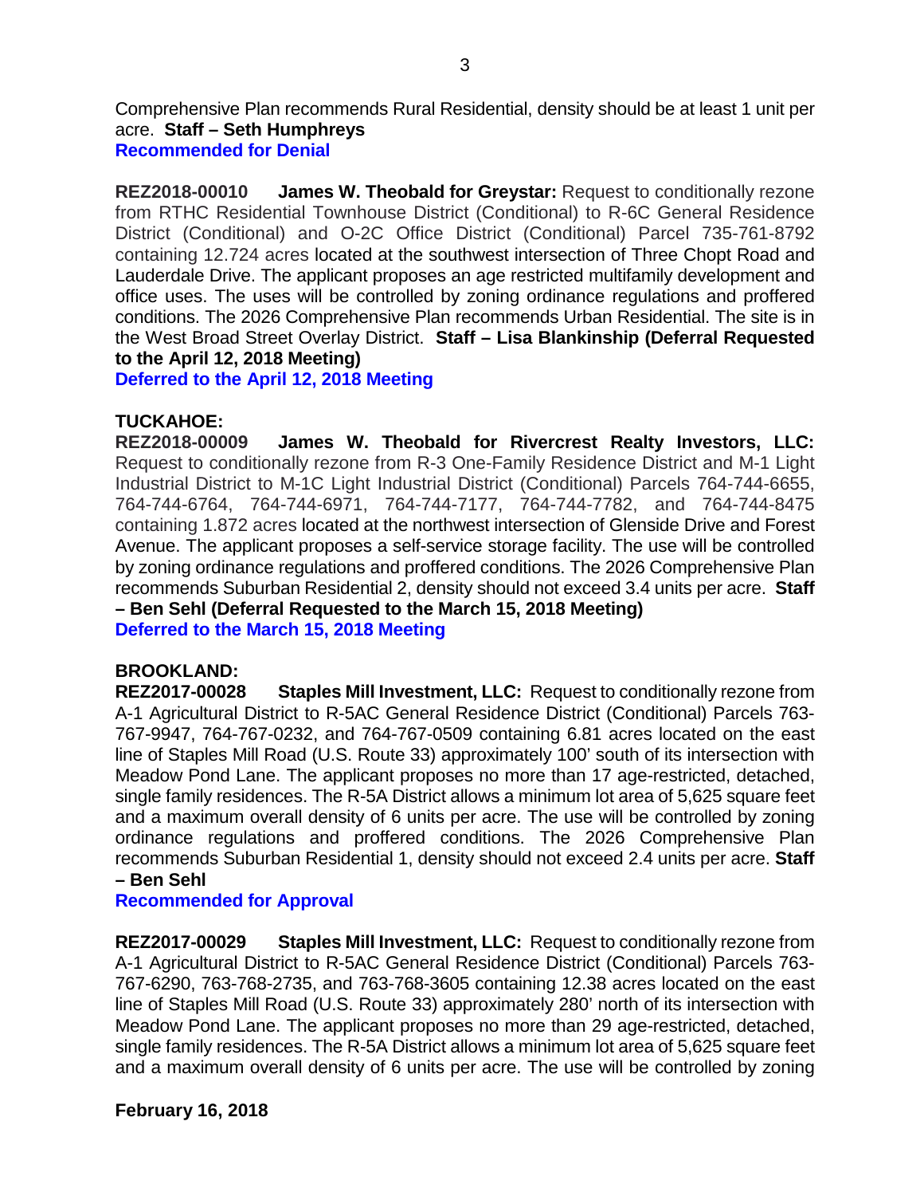Comprehensive Plan recommends Rural Residential, density should be at least 1 unit per acre. **Staff – Seth Humphreys**
**Recommended for Denial**

**REZ2018-00010 James W. Theobald for Greystar:** Request to conditionally rezone from RTHC Residential Townhouse District (Conditional) to R-6C General Residence District (Conditional) and O-2C Office District (Conditional) Parcel 735-761-8792 containing 12.724 acres located at the southwest intersection of Three Chopt Road and Lauderdale Drive. The applicant proposes an age restricted multifamily development and office uses. The uses will be controlled by zoning ordinance regulations and proffered conditions. The 2026 Comprehensive Plan recommends Urban Residential. The site is in the West Broad Street Overlay District. **Staff – Lisa Blankinship (Deferral Requested to the April 12, 2018 Meeting)**
**Deferred to the April 12, 2018 Meeting**

**TUCKAHOE:**
**REZ2018-00009 James W. Theobald for Rivercrest Realty Investors, LLC:** Request to conditionally rezone from R-3 One-Family Residence District and M-1 Light Industrial District to M-1C Light Industrial District (Conditional) Parcels 764-744-6655, 764-744-6764, 764-744-6971, 764-744-7177, 764-744-7782, and 764-744-8475 containing 1.872 acres located at the northwest intersection of Glenside Drive and Forest Avenue. The applicant proposes a self-service storage facility. The use will be controlled by zoning ordinance regulations and proffered conditions. The 2026 Comprehensive Plan recommends Suburban Residential 2, density should not exceed 3.4 units per acre. **Staff – Ben Sehl (Deferral Requested to the March 15, 2018 Meeting)**
**Deferred to the March 15, 2018 Meeting**

**BROOKLAND:**
**REZ2017-00028 Staples Mill Investment, LLC:** Request to conditionally rezone from A-1 Agricultural District to R-5AC General Residence District (Conditional) Parcels 763-767-9947, 764-767-0232, and 764-767-0509 containing 6.81 acres located on the east line of Staples Mill Road (U.S. Route 33) approximately 100' south of its intersection with Meadow Pond Lane. The applicant proposes no more than 17 age-restricted, detached, single family residences. The R-5A District allows a minimum lot area of 5,625 square feet and a maximum overall density of 6 units per acre. The use will be controlled by zoning ordinance regulations and proffered conditions. The 2026 Comprehensive Plan recommends Suburban Residential 1, density should not exceed 2.4 units per acre. **Staff – Ben Sehl**
**Recommended for Approval**

**REZ2017-00029 Staples Mill Investment, LLC:** Request to conditionally rezone from A-1 Agricultural District to R-5AC General Residence District (Conditional) Parcels 763-767-6290, 763-768-2735, and 763-768-3605 containing 12.38 acres located on the east line of Staples Mill Road (U.S. Route 33) approximately 280' north of its intersection with Meadow Pond Lane. The applicant proposes no more than 29 age-restricted, detached, single family residences. The R-5A District allows a minimum lot area of 5,625 square feet and a maximum overall density of 6 units per acre. The use will be controlled by zoning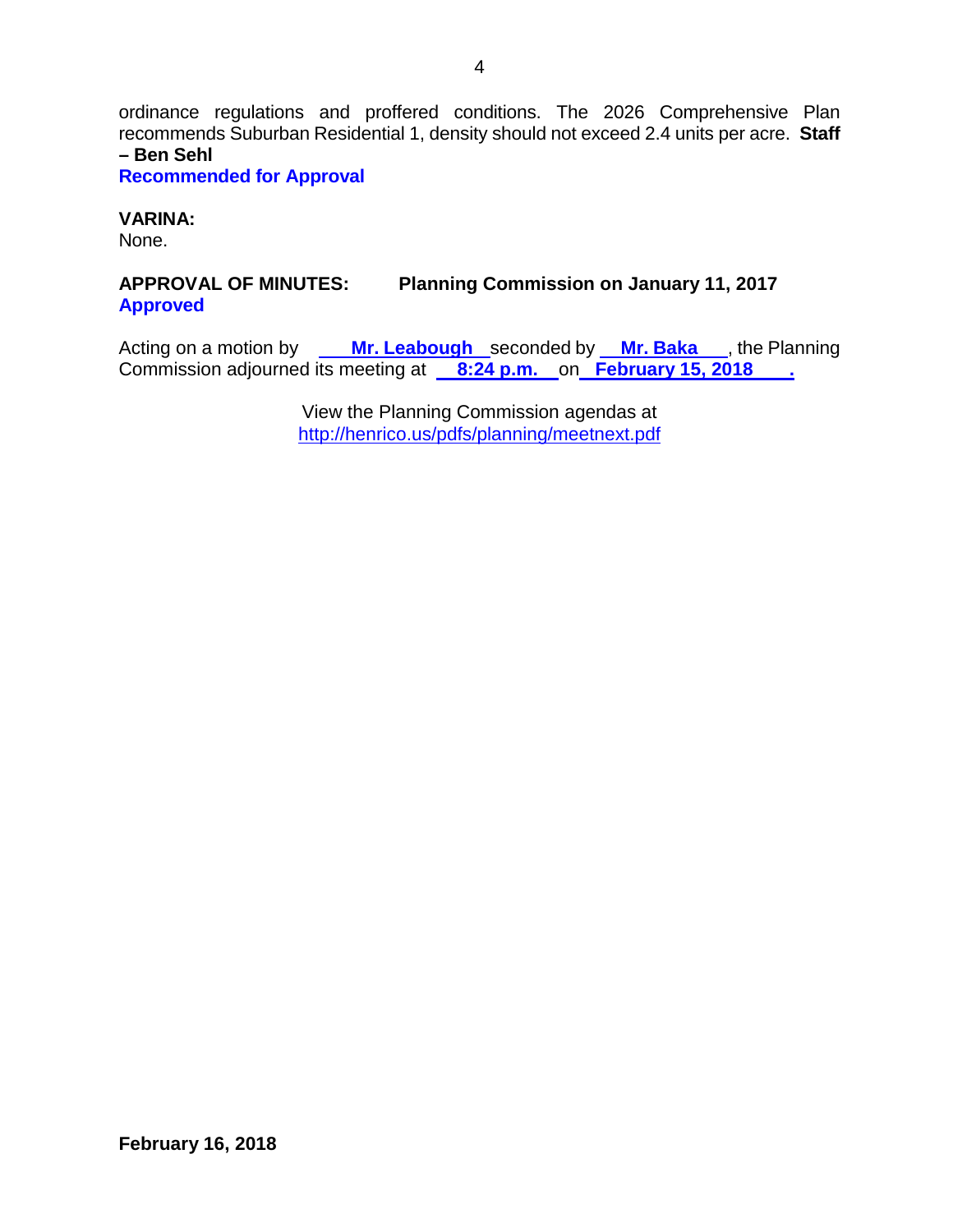ordinance regulations and proffered conditions. The 2026 Comprehensive Plan recommends Suburban Residential 1, density should not exceed 2.4 units per acre. **Staff – Ben Sehl**

**Recommended for Approval**

**VARINA:**

None.

**APPROVAL OF MINUTES: Planning Commission on January 11, 2017**

**Approved**

Acting on a motion by **Mr. Leabough** seconded by **Mr. Baka**, the Planning Commission adjourned its meeting at **8:24 p.m.** on **February 15, 2018**.

View the Planning Commission agendas at
http://henrico.us/pdfs/planning/meetnext.pdf

**February 16, 2018**